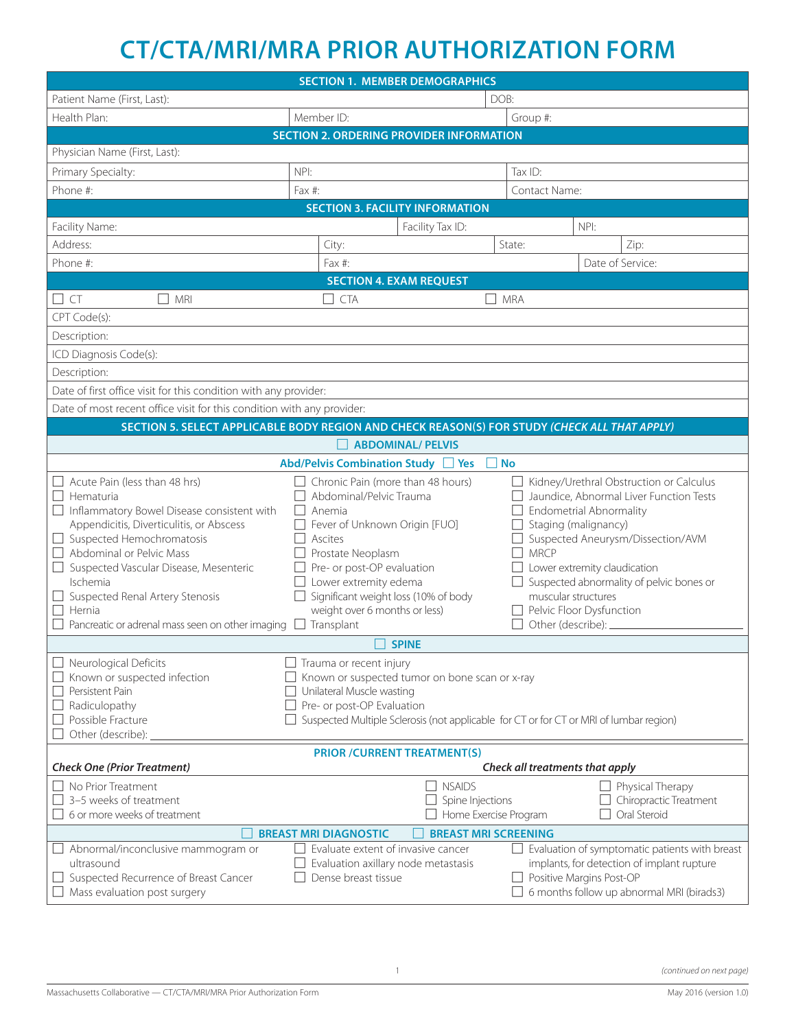# CT/CTA/MRI/MRA PRIOR AUTHORIZATION FORM

## SECTION 1. MEMBER DEMOGRAPHICS

| | | |
|---|---|---|
| Patient Name (First, Last): | | DOB: |
| Health Plan: | Member ID: | Group #: |

## SECTION 2. ORDERING PROVIDER INFORMATION

| | | |
|---|---|---|
| Physician Name (First, Last): | | |
| Primary Specialty: | NPI: | Tax ID: |
| Phone #: | Fax #: | Contact Name: |

## SECTION 3. FACILITY INFORMATION

| | | | |
|---|---|---|---|
| Facility Name: | Facility Tax ID: | NPI: | |
| Address: | City: | State: | Zip: |
| Phone #: | Fax #: | Date of Service: | |

## SECTION 4. EXAM REQUEST

☐ CT ☐ MRI ☐ CTA ☐ MRA

CPT Code(s):

Description:

ICD Diagnosis Code(s):

Description:

Date of first office visit for this condition with any provider:

Date of most recent office visit for this condition with any provider:

## SECTION 5. SELECT APPLICABLE BODY REGION AND CHECK REASON(S) FOR STUDY *(CHECK ALL THAT APPLY)*

### ☐ ABDOMINAL/ PELVIS

**Abd/Pelvis Combination Study** ☐ **Yes** ☐ **No**

- ☐ Acute Pain (less than 48 hrs)
- ☐ Hematuria
- ☐ Inflammatory Bowel Disease consistent with Appendicitis, Diverticulitis, or Abscess
- ☐ Suspected Hemochromatosis
- ☐ Abdominal or Pelvic Mass
- ☐ Suspected Vascular Disease, Mesenteric Ischemia
- ☐ Suspected Renal Artery Stenosis
- ☐ Hernia
- ☐ Pancreatic or adrenal mass seen on other imaging
- ☐ Chronic Pain (more than 48 hours)
- ☐ Abdominal/Pelvic Trauma
- ☐ Anemia
- ☐ Fever of Unknown Origin [FUO]
- ☐ Ascites
- ☐ Prostate Neoplasm
- ☐ Pre- or post-OP evaluation
- ☐ Lower extremity edema
- ☐ Significant weight loss (10% of body weight over 6 months or less)
- ☐ Transplant
- ☐ Kidney/Urethral Obstruction or Calculus
- ☐ Jaundice, Abnormal Liver Function Tests
- ☐ Endometrial Abnormality
- ☐ Staging (malignancy)
- ☐ Suspected Aneurysm/Dissection/AVM
- ☐ MRCP
- ☐ Lower extremity claudication
- ☐ Suspected abnormality of pelvic bones or muscular structures
- ☐ Pelvic Floor Dysfunction
- ☐ Other (describe): ______________

### ☐ SPINE

- ☐ Neurological Deficits
- ☐ Known or suspected infection
- ☐ Persistent Pain
- ☐ Radiculopathy
- ☐ Possible Fracture
- ☐ Other (describe): ______________
- ☐ Trauma or recent injury
- ☐ Known or suspected tumor on bone scan or x-ray
- ☐ Unilateral Muscle wasting
- ☐ Pre- or post-OP Evaluation
- ☐ Suspected Multiple Sclerosis (not applicable for CT or for CT or MRI of lumbar region)

### PRIOR /CURRENT TREATMENT(S)

***Check One (Prior Treatment)***

- ☐ No Prior Treatment
- ☐ 3–5 weeks of treatment
- ☐ 6 or more weeks of treatment

***Check all treatments that apply***

- ☐ NSAIDS
- ☐ Spine Injections
- ☐ Home Exercise Program
- ☐ Physical Therapy
- ☐ Chiropractic Treatment
- ☐ Oral Steroid

### ☐ BREAST MRI DIAGNOSTIC ☐ BREAST MRI SCREENING

- ☐ Abnormal/inconclusive mammogram or ultrasound
- ☐ Suspected Recurrence of Breast Cancer
- ☐ Mass evaluation post surgery
- ☐ Evaluate extent of invasive cancer
- ☐ Evaluation axillary node metastasis
- ☐ Dense breast tissue
- ☐ Evaluation of symptomatic patients with breast implants, for detection of implant rupture
- ☐ Positive Margins Post-OP
- ☐ 6 months follow up abnormal MRI (birads3)

*(continued on next page)*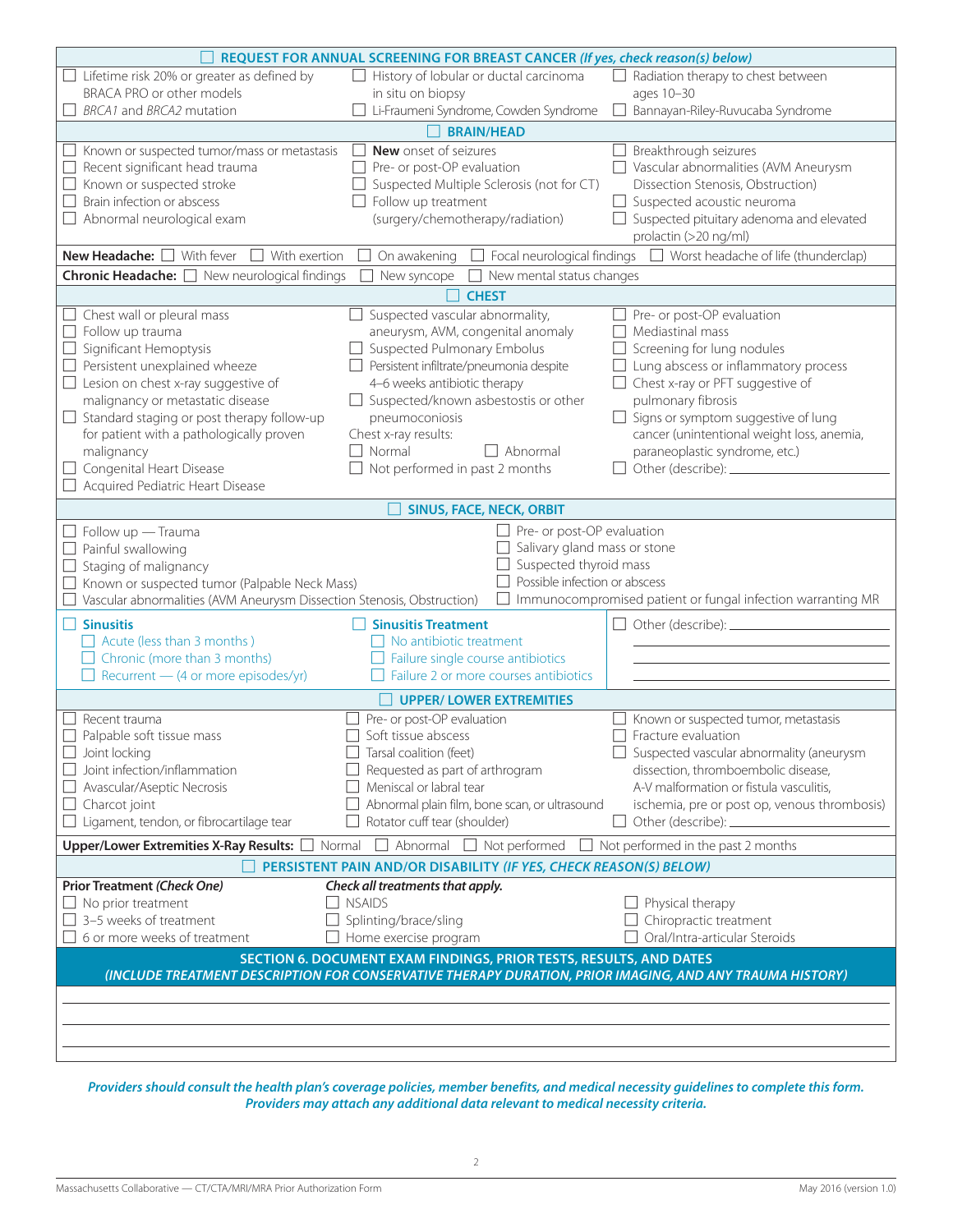## ☐ REQUEST FOR ANNUAL SCREENING FOR BREAST CANCER *(If yes, check reason(s) below)*

☐ Lifetime risk 20% or greater as defined by BRACA PRO or other models
☐ *BRCA1* and *BRCA2* mutation
☐ History of lobular or ductal carcinoma in situ on biopsy
☐ Li-Fraumeni Syndrome, Cowden Syndrome
☐ Radiation therapy to chest between ages 10–30
☐ Bannayan-Riley-Ruvucaba Syndrome

## ☐ BRAIN/HEAD

☐ Known or suspected tumor/mass or metastasis
☐ Recent significant head trauma
☐ Known or suspected stroke
☐ Brain infection or abscess
☐ Abnormal neurological exam
☐ **New** onset of seizures
☐ Pre- or post-OP evaluation
☐ Suspected Multiple Sclerosis (not for CT)
☐ Follow up treatment (surgery/chemotherapy/radiation)
☐ Breakthrough seizures
☐ Vascular abnormalities (AVM Aneurysm Dissection Stenosis, Obstruction)
☐ Suspected acoustic neuroma
☐ Suspected pituitary adenoma and elevated prolactin (>20 ng/ml)

**New Headache:** ☐ With fever ☐ With exertion ☐ On awakening ☐ Focal neurological findings ☐ Worst headache of life (thunderclap)

**Chronic Headache:** ☐ New neurological findings ☐ New syncope ☐ New mental status changes

## ☐ CHEST

☐ Chest wall or pleural mass
☐ Follow up trauma
☐ Significant Hemoptysis
☐ Persistent unexplained wheeze
☐ Lesion on chest x-ray suggestive of malignancy or metastatic disease
☐ Standard staging or post therapy follow-up for patient with a pathologically proven malignancy
☐ Congenital Heart Disease
☐ Acquired Pediatric Heart Disease
☐ Suspected vascular abnormality, aneurysm, AVM, congenital anomaly
☐ Suspected Pulmonary Embolus
☐ Persistent infiltrate/pneumonia despite 4–6 weeks antibiotic therapy
☐ Suspected/known asbestostis or other pneumoconiosis

Chest x-ray results:
☐ Normal ☐ Abnormal
☐ Not performed in past 2 months

☐ Pre- or post-OP evaluation
☐ Mediastinal mass
☐ Screening for lung nodules
☐ Lung abscess or inflammatory process
☐ Chest x-ray or PFT suggestive of pulmonary fibrosis
☐ Signs or symptom suggestive of lung cancer (unintentional weight loss, anemia, paraneoplastic syndrome, etc.)
☐ Other (describe): ______

## ☐ SINUS, FACE, NECK, ORBIT

☐ Follow up — Trauma
☐ Painful swallowing
☐ Staging of malignancy
☐ Known or suspected tumor (Palpable Neck Mass)
☐ Vascular abnormalities (AVM Aneurysm Dissection Stenosis, Obstruction)
☐ Pre- or post-OP evaluation
☐ Salivary gland mass or stone
☐ Suspected thyroid mass
☐ Possible infection or abscess
☐ Immunocompromised patient or fungal infection warranting MR

☐ **Sinusitis**
- ☐ Acute (less than 3 months )
- ☐ Chronic (more than 3 months)
- ☐ Recurrent — (4 or more episodes/yr)

☐ **Sinusitis Treatment**
- ☐ No antibiotic treatment
- ☐ Failure single course antibiotics
- ☐ Failure 2 or more courses antibiotics

☐ Other (describe): ______

## ☐ UPPER/ LOWER EXTREMITIES

☐ Recent trauma
☐ Palpable soft tissue mass
☐ Joint locking
☐ Joint infection/inflammation
☐ Avascular/Aseptic Necrosis
☐ Charcot joint
☐ Ligament, tendon, or fibrocartilage tear
☐ Pre- or post-OP evaluation
☐ Soft tissue abscess
☐ Tarsal coalition (feet)
☐ Requested as part of arthrogram
☐ Meniscal or labral tear
☐ Abnormal plain film, bone scan, or ultrasound
☐ Rotator cuff tear (shoulder)
☐ Known or suspected tumor, metastasis
☐ Fracture evaluation
☐ Suspected vascular abnormality (aneurysm dissection, thromboembolic disease, A-V malformation or fistula vasculitis, ischemia, pre or post op, venous thrombosis)
☐ Other (describe): ______

**Upper/Lower Extremities X-Ray Results:** ☐ Normal ☐ Abnormal ☐ Not performed ☐ Not performed in the past 2 months

## ☐ PERSISTENT PAIN AND/OR DISABILITY *(IF YES, CHECK REASON(S) BELOW)*

**Prior Treatment *(Check One)***
☐ No prior treatment
☐ 3–5 weeks of treatment
☐ 6 or more weeks of treatment

***Check all treatments that apply.***
☐ NSAIDS
☐ Splinting/brace/sling
☐ Home exercise program
☐ Physical therapy
☐ Chiropractic treatment
☐ Oral/Intra-articular Steroids

## SECTION 6. DOCUMENT EXAM FINDINGS, PRIOR TESTS, RESULTS, AND DATES

***(INCLUDE TREATMENT DESCRIPTION FOR CONSERVATIVE THERAPY DURATION, PRIOR IMAGING, AND ANY TRAUMA HISTORY)***

______

______

______

***Providers should consult the health plan's coverage policies, member benefits, and medical necessity guidelines to complete this form. Providers may attach any additional data relevant to medical necessity criteria.***